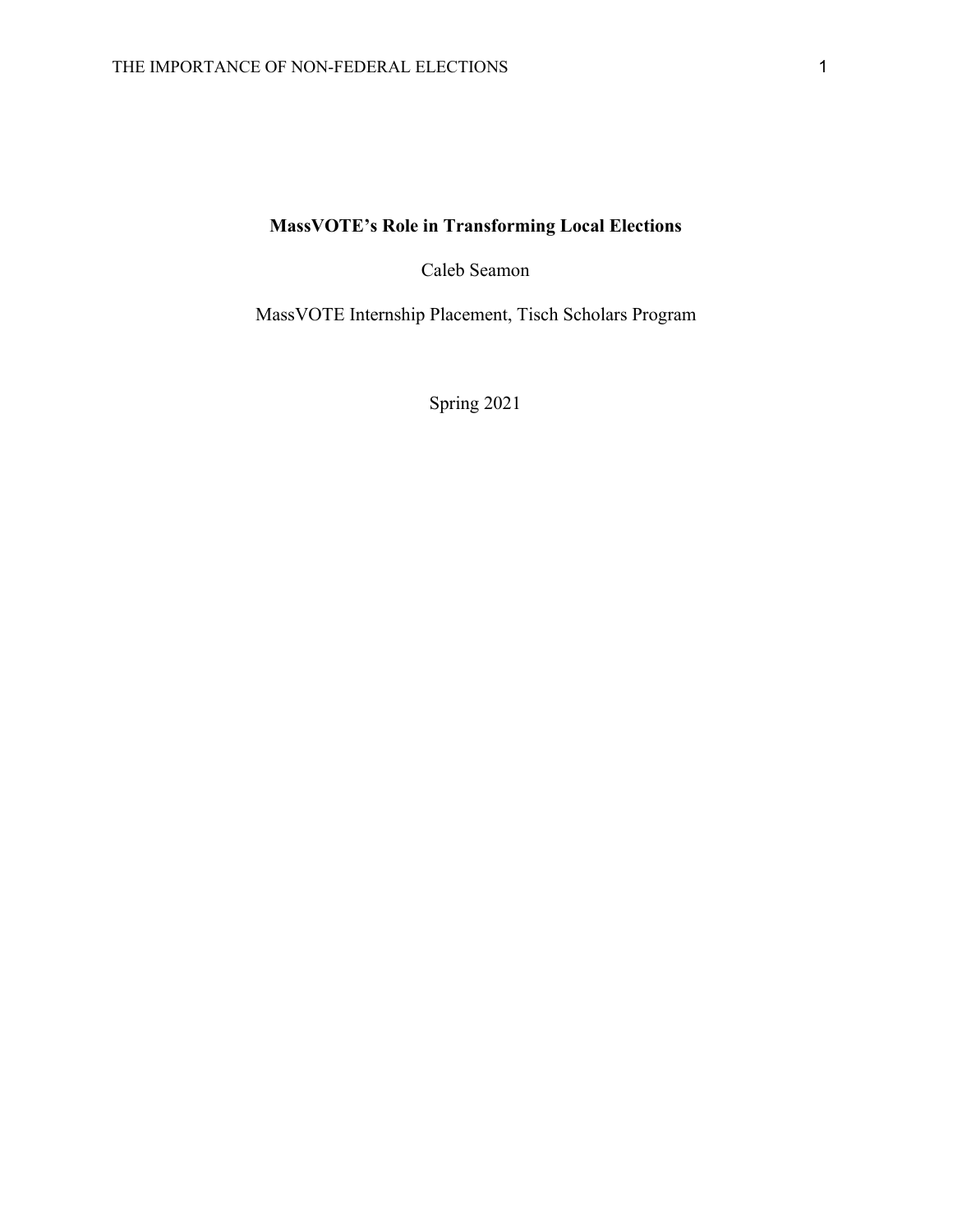# MassVOTE's Role in Transforming Local Elections

Caleb Seamon

MassVOTE Internship Placement, Tisch Scholars Program

Spring 2021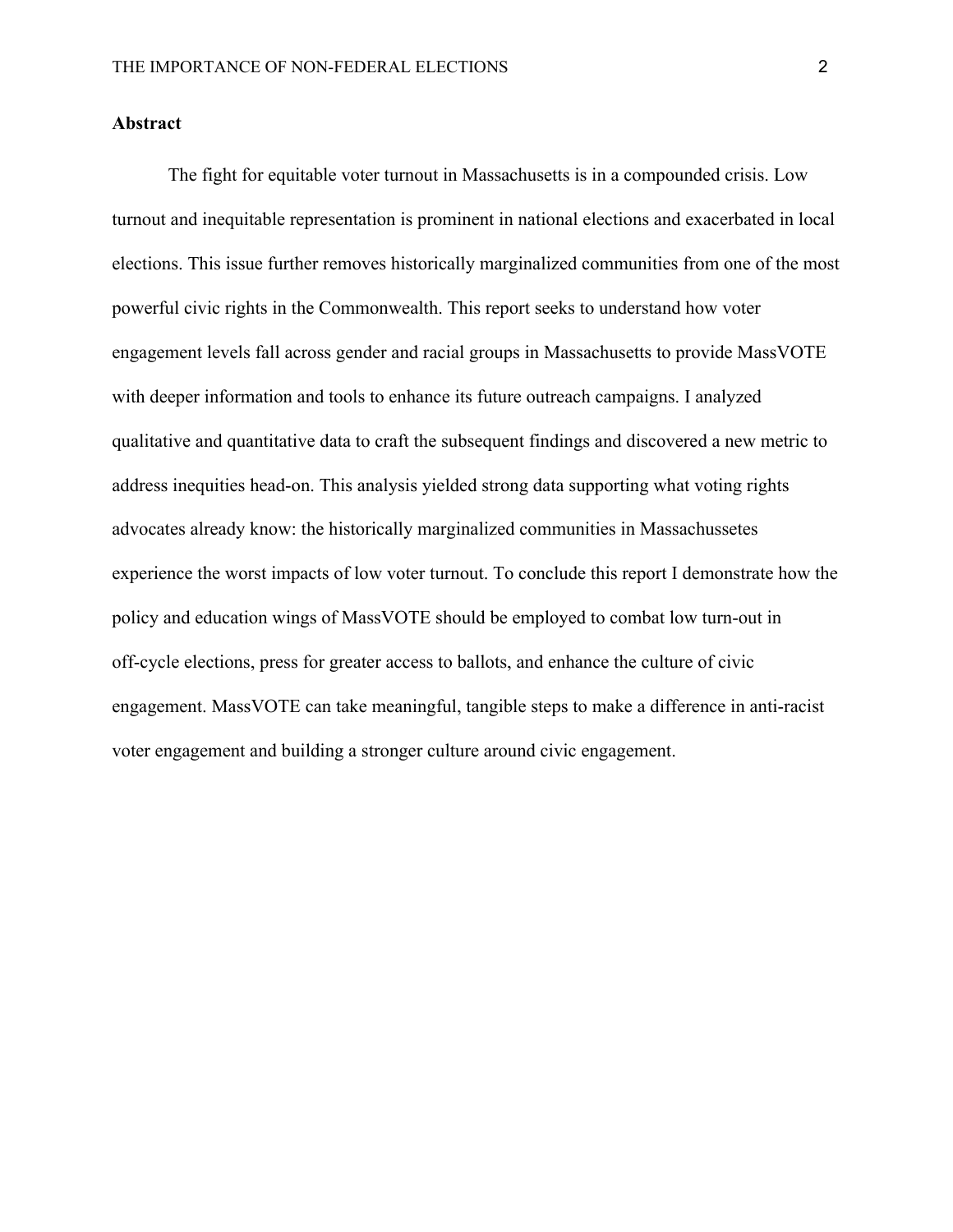## Abstract

The fight for equitable voter turnout in Massachusetts is in a compounded crisis. Low turnout and inequitable representation is prominent in national elections and exacerbated in local elections. This issue further removes historically marginalized communities from one of the most powerful civic rights in the Commonwealth. This report seeks to understand how voter engagement levels fall across gender and racial groups in Massachusetts to provide MassVOTE with deeper information and tools to enhance its future outreach campaigns. I analyzed qualitative and quantitative data to craft the subsequent findings and discovered a new metric to address inequities head-on. This analysis yielded strong data supporting what voting rights advocates already know: the historically marginalized communities in Massachussetes experience the worst impacts of low voter turnout. To conclude this report I demonstrate how the policy and education wings of MassVOTE should be employed to combat low turn-out in off-cycle elections, press for greater access to ballots, and enhance the culture of civic engagement. MassVOTE can take meaningful, tangible steps to make a difference in anti-racist voter engagement and building a stronger culture around civic engagement.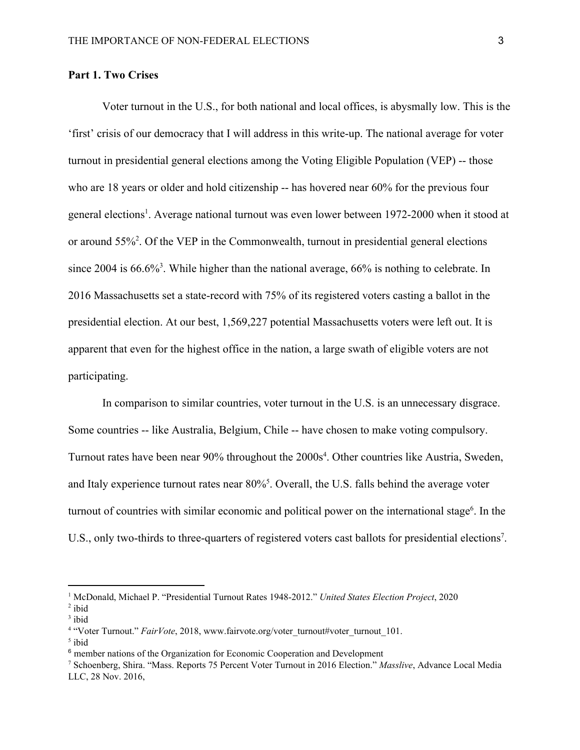**Part 1. Two Crises**

Voter turnout in the U.S., for both national and local offices, is abysmally low. This is the 'first' crisis of our democracy that I will address in this write-up. The national average for voter turnout in presidential general elections among the Voting Eligible Population (VEP) -- those who are 18 years or older and hold citizenship -- has hovered near 60% for the previous four general elections[1]. Average national turnout was even lower between 1972-2000 when it stood at or around 55%[2]. Of the VEP in the Commonwealth, turnout in presidential general elections since 2004 is 66.6%[3]. While higher than the national average, 66% is nothing to celebrate. In 2016 Massachusetts set a state-record with 75% of its registered voters casting a ballot in the presidential election. At our best, 1,569,227 potential Massachusetts voters were left out. It is apparent that even for the highest office in the nation, a large swath of eligible voters are not participating.

In comparison to similar countries, voter turnout in the U.S. is an unnecessary disgrace. Some countries -- like Australia, Belgium, Chile -- have chosen to make voting compulsory. Turnout rates have been near 90% throughout the 2000s[4]. Other countries like Austria, Sweden, and Italy experience turnout rates near 80%[5]. Overall, the U.S. falls behind the average voter turnout of countries with similar economic and political power on the international stage[6]. In the U.S., only two-thirds to three-quarters of registered voters cast ballots for presidential elections[7].

---

[1] McDonald, Michael P. "Presidential Turnout Rates 1948-2012." *United States Election Project*, 2020

[2] ibid

[3] ibid

[4] "Voter Turnout." *FairVote*, 2018, www.fairvote.org/voter_turnout#voter_turnout_101.

[5] ibid

[6] member nations of the Organization for Economic Cooperation and Development

[7] Schoenberg, Shira. "Mass. Reports 75 Percent Voter Turnout in 2016 Election." *Masslive*, Advance Local Media LLC, 28 Nov. 2016,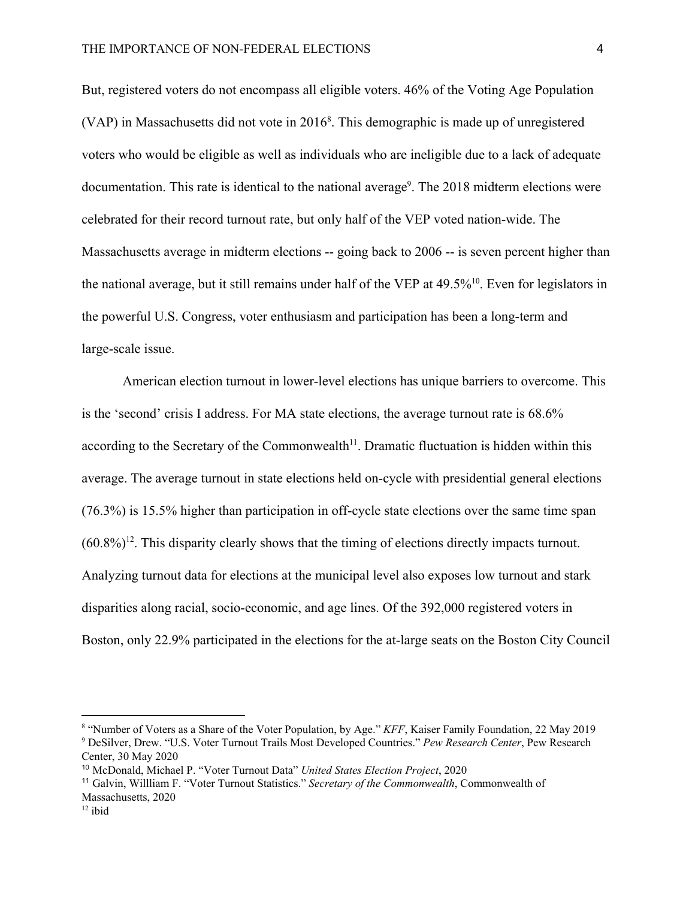But, registered voters do not encompass all eligible voters. 46% of the Voting Age Population (VAP) in Massachusetts did not vote in 2016[8]. This demographic is made up of unregistered voters who would be eligible as well as individuals who are ineligible due to a lack of adequate documentation. This rate is identical to the national average[9]. The 2018 midterm elections were celebrated for their record turnout rate, but only half of the VEP voted nation-wide. The Massachusetts average in midterm elections -- going back to 2006 -- is seven percent higher than the national average, but it still remains under half of the VEP at 49.5%[10]. Even for legislators in the powerful U.S. Congress, voter enthusiasm and participation has been a long-term and large-scale issue.

American election turnout in lower-level elections has unique barriers to overcome. This is the 'second' crisis I address. For MA state elections, the average turnout rate is 68.6% according to the Secretary of the Commonwealth[11]. Dramatic fluctuation is hidden within this average. The average turnout in state elections held on-cycle with presidential general elections (76.3%) is 15.5% higher than participation in off-cycle state elections over the same time span (60.8%)[12]. This disparity clearly shows that the timing of elections directly impacts turnout. Analyzing turnout data for elections at the municipal level also exposes low turnout and stark disparities along racial, socio-economic, and age lines. Of the 392,000 registered voters in Boston, only 22.9% participated in the elections for the at-large seats on the Boston City Council

---

[8] "Number of Voters as a Share of the Voter Population, by Age." *KFF*, Kaiser Family Foundation, 22 May 2019

[9] DeSilver, Drew. "U.S. Voter Turnout Trails Most Developed Countries." *Pew Research Center*, Pew Research Center, 30 May 2020

[10] McDonald, Michael P. "Voter Turnout Data" *United States Election Project*, 2020

[11] Galvin, Willliam F. "Voter Turnout Statistics." *Secretary of the Commonwealth*, Commonwealth of Massachusetts, 2020

[12] ibid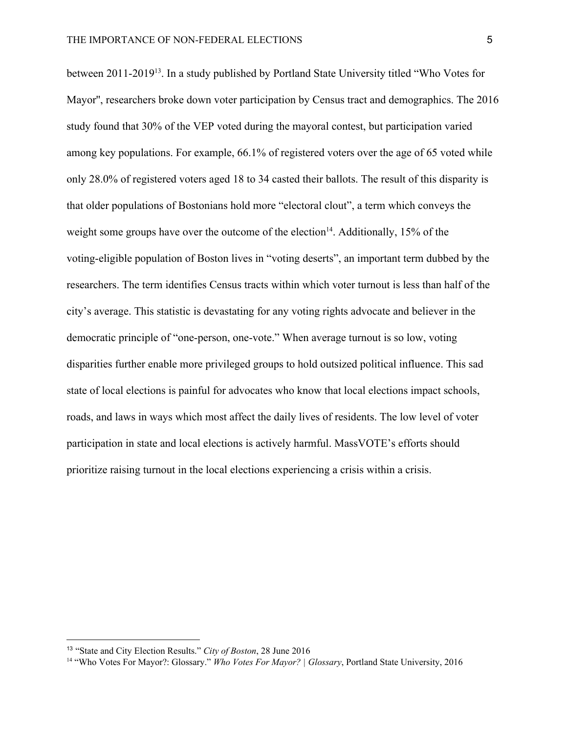between 2011-2019[13]. In a study published by Portland State University titled "Who Votes for Mayor", researchers broke down voter participation by Census tract and demographics. The 2016 study found that 30% of the VEP voted during the mayoral contest, but participation varied among key populations. For example, 66.1% of registered voters over the age of 65 voted while only 28.0% of registered voters aged 18 to 34 casted their ballots. The result of this disparity is that older populations of Bostonians hold more "electoral clout", a term which conveys the weight some groups have over the outcome of the election[14]. Additionally, 15% of the voting-eligible population of Boston lives in "voting deserts", an important term dubbed by the researchers. The term identifies Census tracts within which voter turnout is less than half of the city's average. This statistic is devastating for any voting rights advocate and believer in the democratic principle of "one-person, one-vote." When average turnout is so low, voting disparities further enable more privileged groups to hold outsized political influence. This sad state of local elections is painful for advocates who know that local elections impact schools, roads, and laws in ways which most affect the daily lives of residents. The low level of voter participation in state and local elections is actively harmful. MassVOTE's efforts should prioritize raising turnout in the local elections experiencing a crisis within a crisis.

---

[13] "State and City Election Results." *City of Boston*, 28 June 2016

[14] "Who Votes For Mayor?: Glossary." *Who Votes For Mayor? | Glossary*, Portland State University, 2016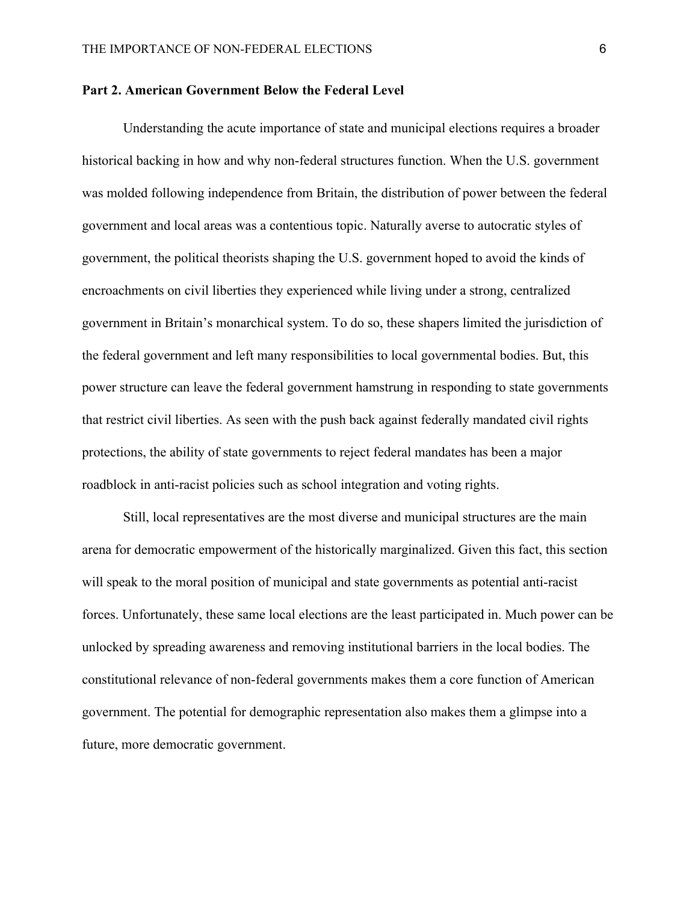## Part 2. American Government Below the Federal Level

Understanding the acute importance of state and municipal elections requires a broader historical backing in how and why non-federal structures function. When the U.S. government was molded following independence from Britain, the distribution of power between the federal government and local areas was a contentious topic. Naturally averse to autocratic styles of government, the political theorists shaping the U.S. government hoped to avoid the kinds of encroachments on civil liberties they experienced while living under a strong, centralized government in Britain's monarchical system. To do so, these shapers limited the jurisdiction of the federal government and left many responsibilities to local governmental bodies. But, this power structure can leave the federal government hamstrung in responding to state governments that restrict civil liberties. As seen with the push back against federally mandated civil rights protections, the ability of state governments to reject federal mandates has been a major roadblock in anti-racist policies such as school integration and voting rights.

Still, local representatives are the most diverse and municipal structures are the main arena for democratic empowerment of the historically marginalized. Given this fact, this section will speak to the moral position of municipal and state governments as potential anti-racist forces. Unfortunately, these same local elections are the least participated in. Much power can be unlocked by spreading awareness and removing institutional barriers in the local bodies. The constitutional relevance of non-federal governments makes them a core function of American government. The potential for demographic representation also makes them a glimpse into a future, more democratic government.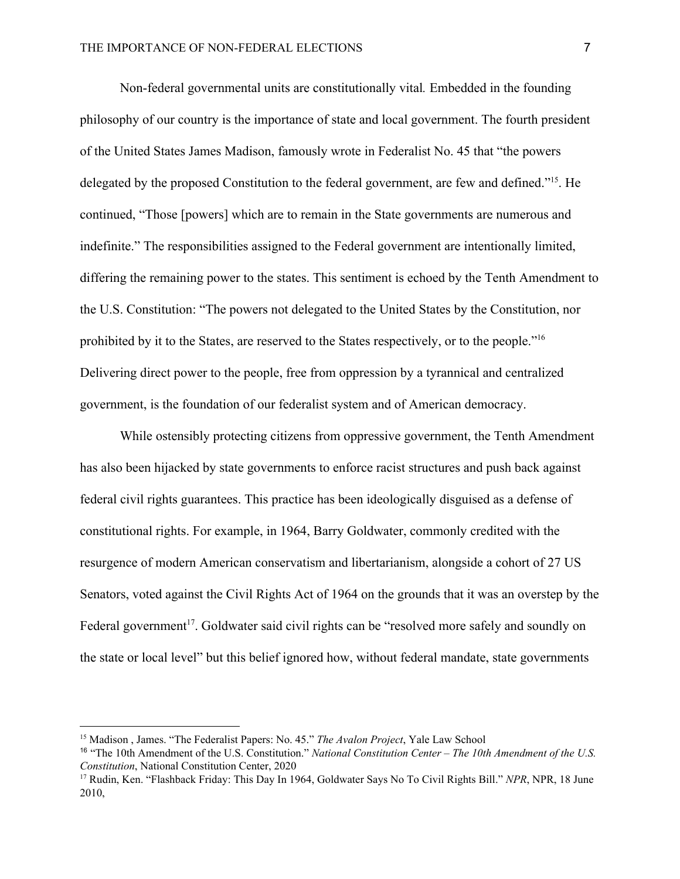Non-federal governmental units are constitutionally vital*.* Embedded in the founding philosophy of our country is the importance of state and local government. The fourth president of the United States James Madison, famously wrote in Federalist No. 45 that "the powers delegated by the proposed Constitution to the federal government, are few and defined."[15]. He continued, "Those [powers] which are to remain in the State governments are numerous and indefinite." The responsibilities assigned to the Federal government are intentionally limited, differing the remaining power to the states. This sentiment is echoed by the Tenth Amendment to the U.S. Constitution: "The powers not delegated to the United States by the Constitution, nor prohibited by it to the States, are reserved to the States respectively, or to the people."[16] Delivering direct power to the people, free from oppression by a tyrannical and centralized government, is the foundation of our federalist system and of American democracy.

While ostensibly protecting citizens from oppressive government, the Tenth Amendment has also been hijacked by state governments to enforce racist structures and push back against federal civil rights guarantees. This practice has been ideologically disguised as a defense of constitutional rights. For example, in 1964, Barry Goldwater, commonly credited with the resurgence of modern American conservatism and libertarianism, alongside a cohort of 27 US Senators, voted against the Civil Rights Act of 1964 on the grounds that it was an overstep by the Federal government[17]. Goldwater said civil rights can be "resolved more safely and soundly on the state or local level" but this belief ignored how, without federal mandate, state governments

---

[15] Madison , James. "The Federalist Papers: No. 45." *The Avalon Project*, Yale Law School

[16] "The 10th Amendment of the U.S. Constitution." *National Constitution Center – The 10th Amendment of the U.S. Constitution*, National Constitution Center, 2020

[17] Rudin, Ken. "Flashback Friday: This Day In 1964, Goldwater Says No To Civil Rights Bill." *NPR*, NPR, 18 June 2010,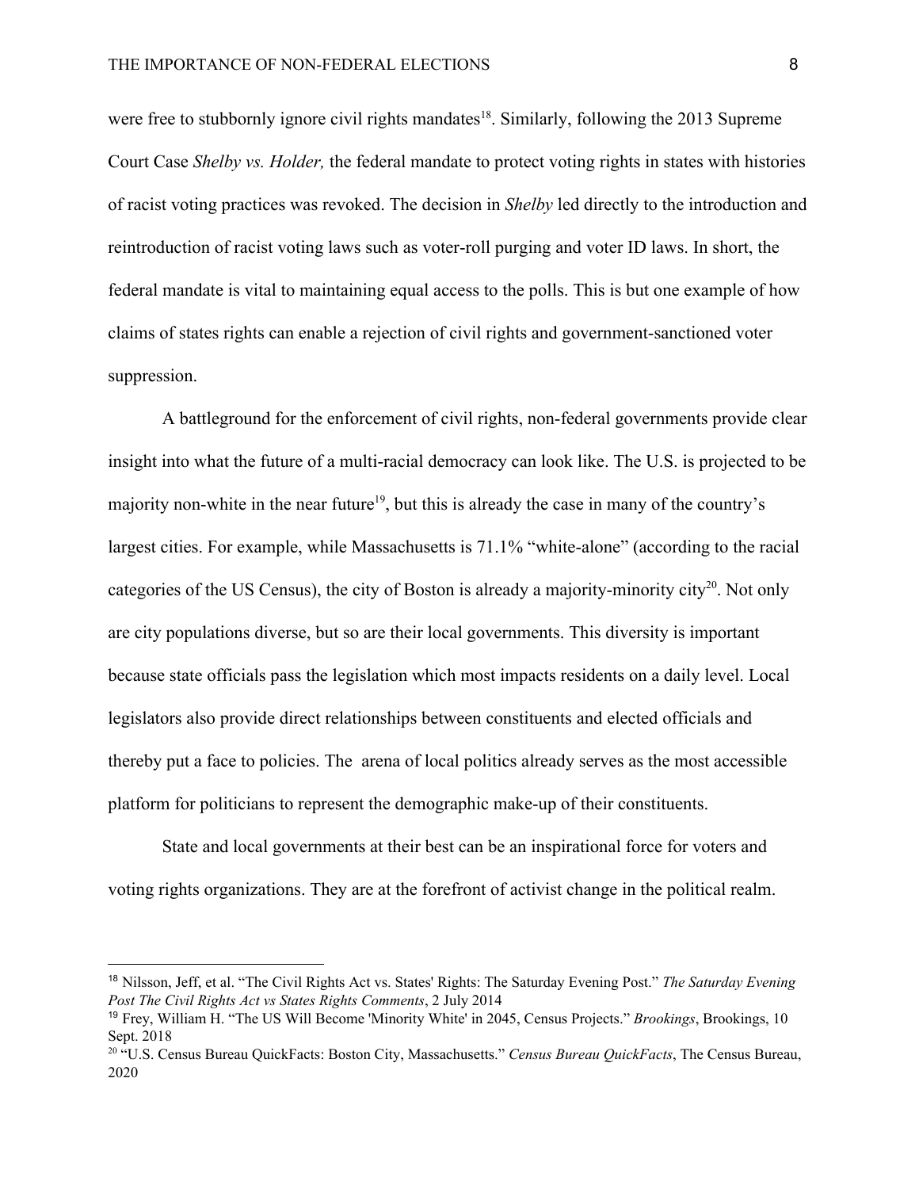were free to stubbornly ignore civil rights mandates[18]. Similarly, following the 2013 Supreme Court Case *Shelby vs. Holder,* the federal mandate to protect voting rights in states with histories of racist voting practices was revoked. The decision in *Shelby* led directly to the introduction and reintroduction of racist voting laws such as voter-roll purging and voter ID laws. In short, the federal mandate is vital to maintaining equal access to the polls. This is but one example of how claims of states rights can enable a rejection of civil rights and government-sanctioned voter suppression.

A battleground for the enforcement of civil rights, non-federal governments provide clear insight into what the future of a multi-racial democracy can look like. The U.S. is projected to be majority non-white in the near future[19], but this is already the case in many of the country's largest cities. For example, while Massachusetts is 71.1% "white-alone" (according to the racial categories of the US Census), the city of Boston is already a majority-minority city[20]. Not only are city populations diverse, but so are their local governments. This diversity is important because state officials pass the legislation which most impacts residents on a daily level. Local legislators also provide direct relationships between constituents and elected officials and thereby put a face to policies. The arena of local politics already serves as the most accessible platform for politicians to represent the demographic make-up of their constituents.

State and local governments at their best can be an inspirational force for voters and voting rights organizations. They are at the forefront of activist change in the political realm.

---

[18] Nilsson, Jeff, et al. "The Civil Rights Act vs. States' Rights: The Saturday Evening Post." *The Saturday Evening Post The Civil Rights Act vs States Rights Comments*, 2 July 2014

[19] Frey, William H. "The US Will Become 'Minority White' in 2045, Census Projects." *Brookings*, Brookings, 10 Sept. 2018

[20] "U.S. Census Bureau QuickFacts: Boston City, Massachusetts." *Census Bureau QuickFacts*, The Census Bureau, 2020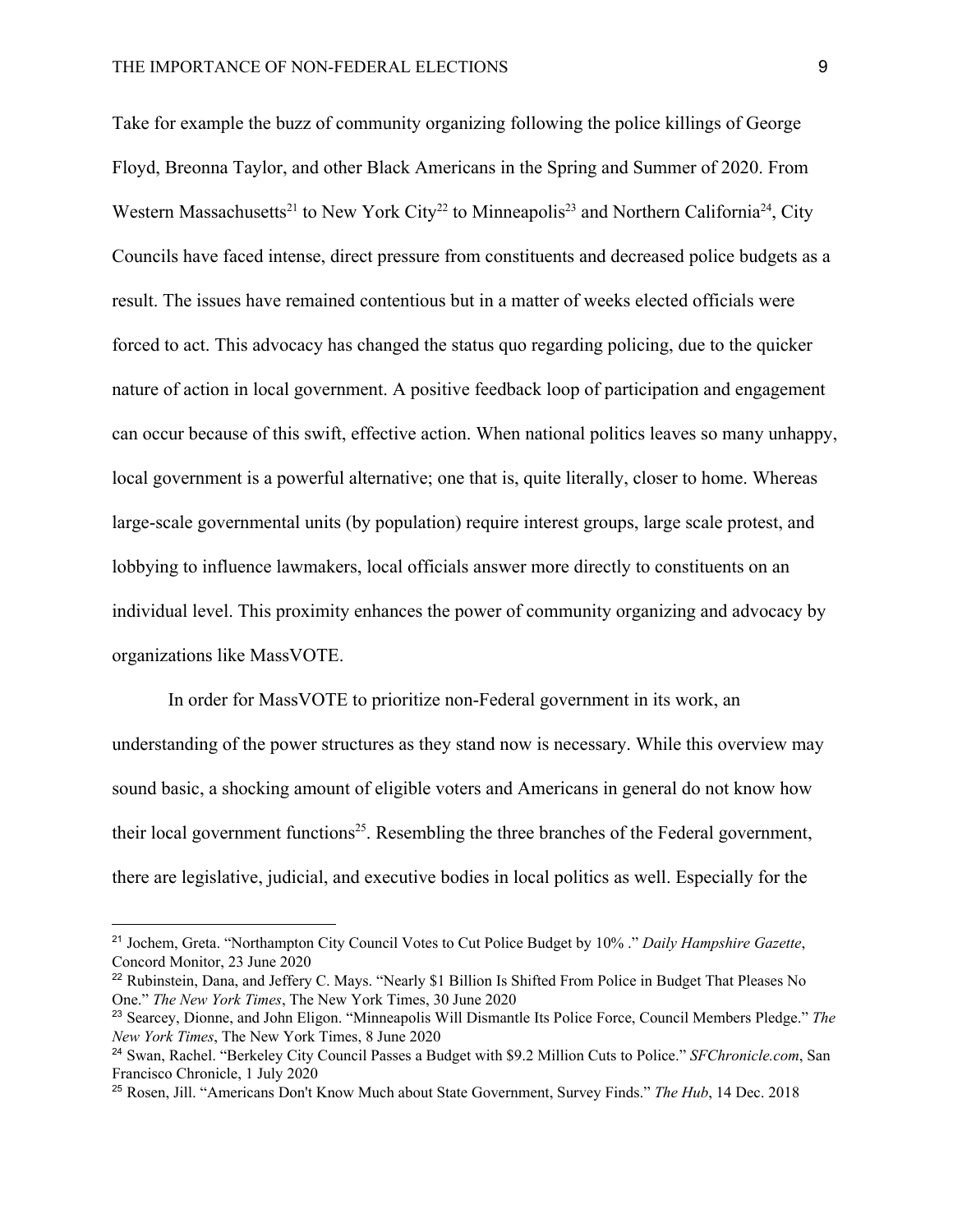Take for example the buzz of community organizing following the police killings of George Floyd, Breonna Taylor, and other Black Americans in the Spring and Summer of 2020. From Western Massachusetts[21] to New York City[22] to Minneapolis[23] and Northern California[24], City Councils have faced intense, direct pressure from constituents and decreased police budgets as a result. The issues have remained contentious but in a matter of weeks elected officials were forced to act. This advocacy has changed the status quo regarding policing, due to the quicker nature of action in local government. A positive feedback loop of participation and engagement can occur because of this swift, effective action. When national politics leaves so many unhappy, local government is a powerful alternative; one that is, quite literally, closer to home. Whereas large-scale governmental units (by population) require interest groups, large scale protest, and lobbying to influence lawmakers, local officials answer more directly to constituents on an individual level. This proximity enhances the power of community organizing and advocacy by organizations like MassVOTE.

In order for MassVOTE to prioritize non-Federal government in its work, an understanding of the power structures as they stand now is necessary. While this overview may sound basic, a shocking amount of eligible voters and Americans in general do not know how their local government functions[25]. Resembling the three branches of the Federal government, there are legislative, judicial, and executive bodies in local politics as well. Especially for the

---

[21] Jochem, Greta. "Northampton City Council Votes to Cut Police Budget by 10% ." *Daily Hampshire Gazette*, Concord Monitor, 23 June 2020

[22] Rubinstein, Dana, and Jeffery C. Mays. "Nearly $1 Billion Is Shifted From Police in Budget That Pleases No One." *The New York Times*, The New York Times, 30 June 2020

[23] Searcey, Dionne, and John Eligon. "Minneapolis Will Dismantle Its Police Force, Council Members Pledge." *The New York Times*, The New York Times, 8 June 2020

[24] Swan, Rachel. "Berkeley City Council Passes a Budget with $9.2 Million Cuts to Police." *SFChronicle.com*, San Francisco Chronicle, 1 July 2020

[25] Rosen, Jill. "Americans Don't Know Much about State Government, Survey Finds." *The Hub*, 14 Dec. 2018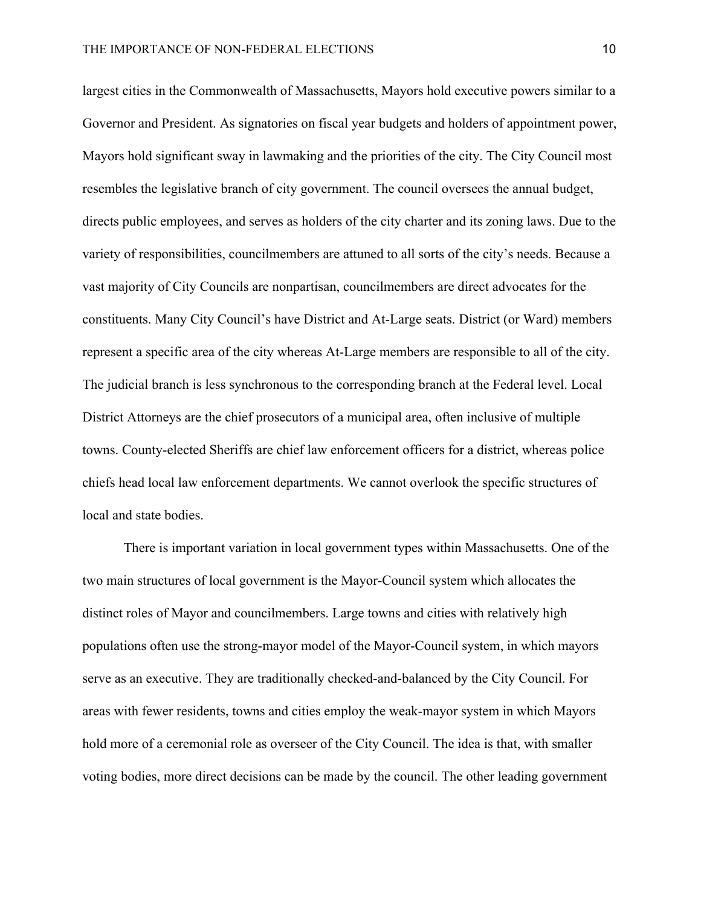largest cities in the Commonwealth of Massachusetts, Mayors hold executive powers similar to a Governor and President. As signatories on fiscal year budgets and holders of appointment power, Mayors hold significant sway in lawmaking and the priorities of the city. The City Council most resembles the legislative branch of city government. The council oversees the annual budget, directs public employees, and serves as holders of the city charter and its zoning laws. Due to the variety of responsibilities, councilmembers are attuned to all sorts of the city's needs. Because a vast majority of City Councils are nonpartisan, councilmembers are direct advocates for the constituents. Many City Council's have District and At-Large seats. District (or Ward) members represent a specific area of the city whereas At-Large members are responsible to all of the city. The judicial branch is less synchronous to the corresponding branch at the Federal level. Local District Attorneys are the chief prosecutors of a municipal area, often inclusive of multiple towns. County-elected Sheriffs are chief law enforcement officers for a district, whereas police chiefs head local law enforcement departments. We cannot overlook the specific structures of local and state bodies.

There is important variation in local government types within Massachusetts. One of the two main structures of local government is the Mayor-Council system which allocates the distinct roles of Mayor and councilmembers. Large towns and cities with relatively high populations often use the strong-mayor model of the Mayor-Council system, in which mayors serve as an executive. They are traditionally checked-and-balanced by the City Council. For areas with fewer residents, towns and cities employ the weak-mayor system in which Mayors hold more of a ceremonial role as overseer of the City Council. The idea is that, with smaller voting bodies, more direct decisions can be made by the council. The other leading government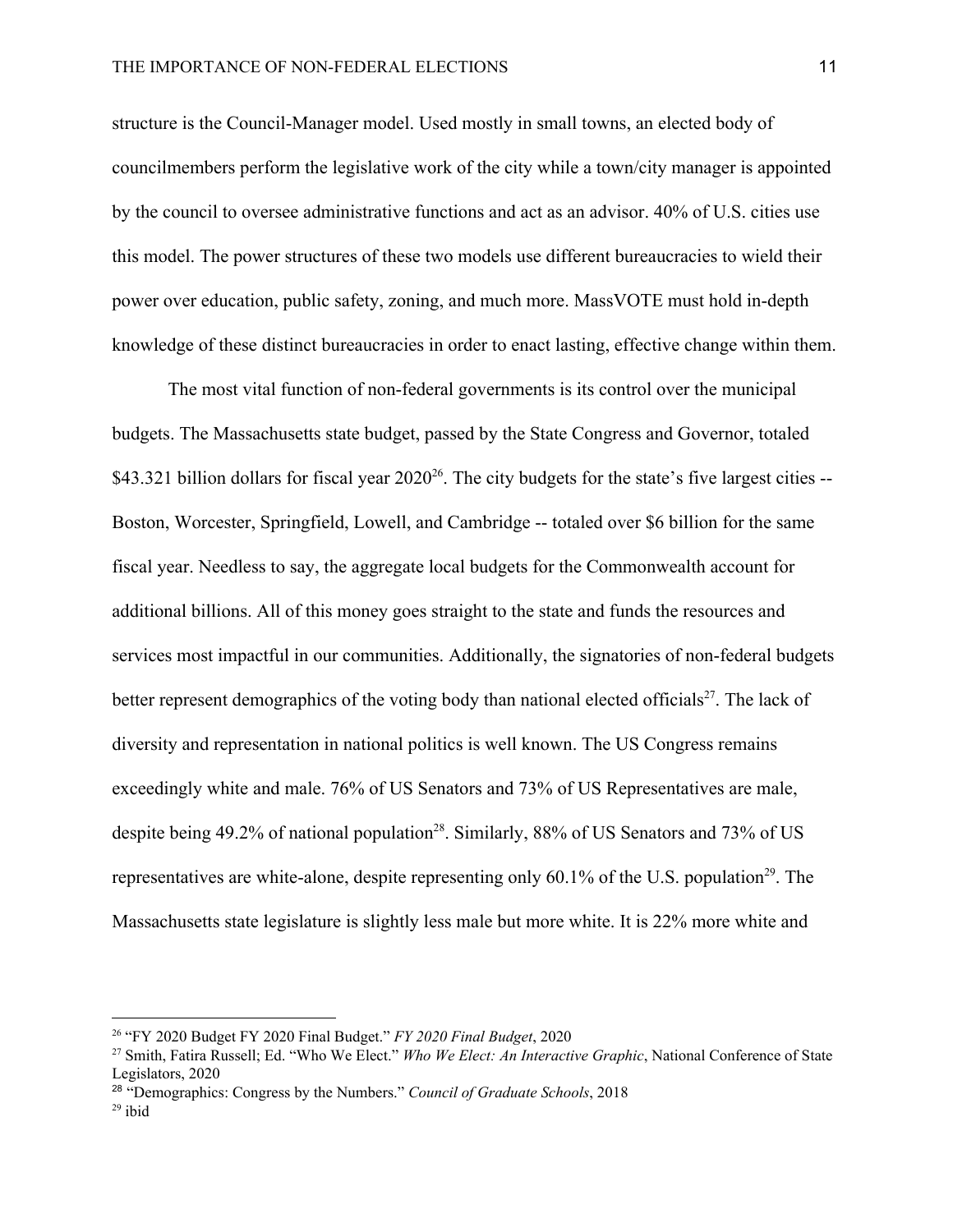structure is the Council-Manager model. Used mostly in small towns, an elected body of councilmembers perform the legislative work of the city while a town/city manager is appointed by the council to oversee administrative functions and act as an advisor. 40% of U.S. cities use this model. The power structures of these two models use different bureaucracies to wield their power over education, public safety, zoning, and much more. MassVOTE must hold in-depth knowledge of these distinct bureaucracies in order to enact lasting, effective change within them.

The most vital function of non-federal governments is its control over the municipal budgets. The Massachusetts state budget, passed by the State Congress and Governor, totaled $43.321 billion dollars for fiscal year 2020[26]. The city budgets for the state's five largest cities -- Boston, Worcester, Springfield, Lowell, and Cambridge -- totaled over $6 billion for the same fiscal year. Needless to say, the aggregate local budgets for the Commonwealth account for additional billions. All of this money goes straight to the state and funds the resources and services most impactful in our communities. Additionally, the signatories of non-federal budgets better represent demographics of the voting body than national elected officials[27]. The lack of diversity and representation in national politics is well known. The US Congress remains exceedingly white and male. 76% of US Senators and 73% of US Representatives are male, despite being 49.2% of national population[28]. Similarly, 88% of US Senators and 73% of US representatives are white-alone, despite representing only 60.1% of the U.S. population[29]. The Massachusetts state legislature is slightly less male but more white. It is 22% more white and

---

[26] "FY 2020 Budget FY 2020 Final Budget." *FY 2020 Final Budget*, 2020

[27] Smith, Fatira Russell; Ed. "Who We Elect." *Who We Elect: An Interactive Graphic*, National Conference of State Legislators, 2020

[28] "Demographics: Congress by the Numbers." *Council of Graduate Schools*, 2018

[29] ibid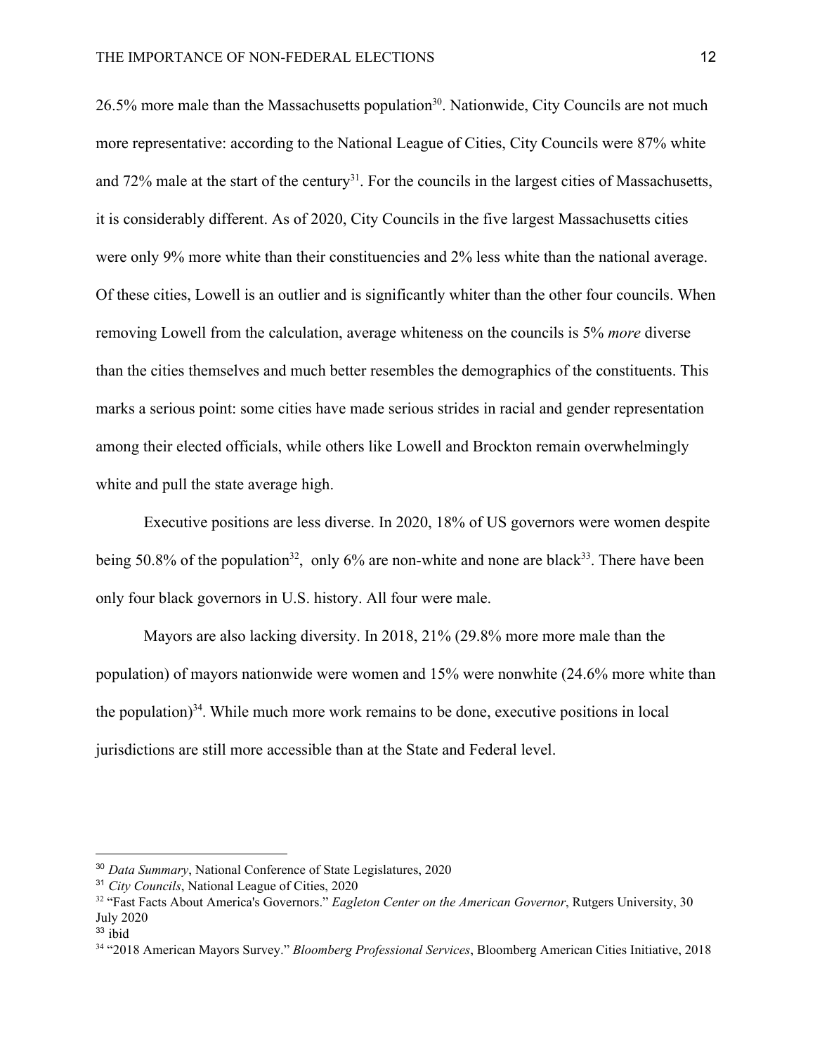26.5% more male than the Massachusetts population[30]. Nationwide, City Councils are not much more representative: according to the National League of Cities, City Councils were 87% white and 72% male at the start of the century[31]. For the councils in the largest cities of Massachusetts, it is considerably different. As of 2020, City Councils in the five largest Massachusetts cities were only 9% more white than their constituencies and 2% less white than the national average. Of these cities, Lowell is an outlier and is significantly whiter than the other four councils. When removing Lowell from the calculation, average whiteness on the councils is 5% *more* diverse than the cities themselves and much better resembles the demographics of the constituents. This marks a serious point: some cities have made serious strides in racial and gender representation among their elected officials, while others like Lowell and Brockton remain overwhelmingly white and pull the state average high.

Executive positions are less diverse. In 2020, 18% of US governors were women despite being 50.8% of the population[32], only 6% are non-white and none are black[33]. There have been only four black governors in U.S. history. All four were male.

Mayors are also lacking diversity. In 2018, 21% (29.8% more more male than the population) of mayors nationwide were women and 15% were nonwhite (24.6% more white than the population)[34]. While much more work remains to be done, executive positions in local jurisdictions are still more accessible than at the State and Federal level.

---

[30] *Data Summary*, National Conference of State Legislatures, 2020

[31] *City Councils*, National League of Cities, 2020

[32] "Fast Facts About America's Governors." *Eagleton Center on the American Governor*, Rutgers University, 30 July 2020

[33] ibid

[34] "2018 American Mayors Survey." *Bloomberg Professional Services*, Bloomberg American Cities Initiative, 2018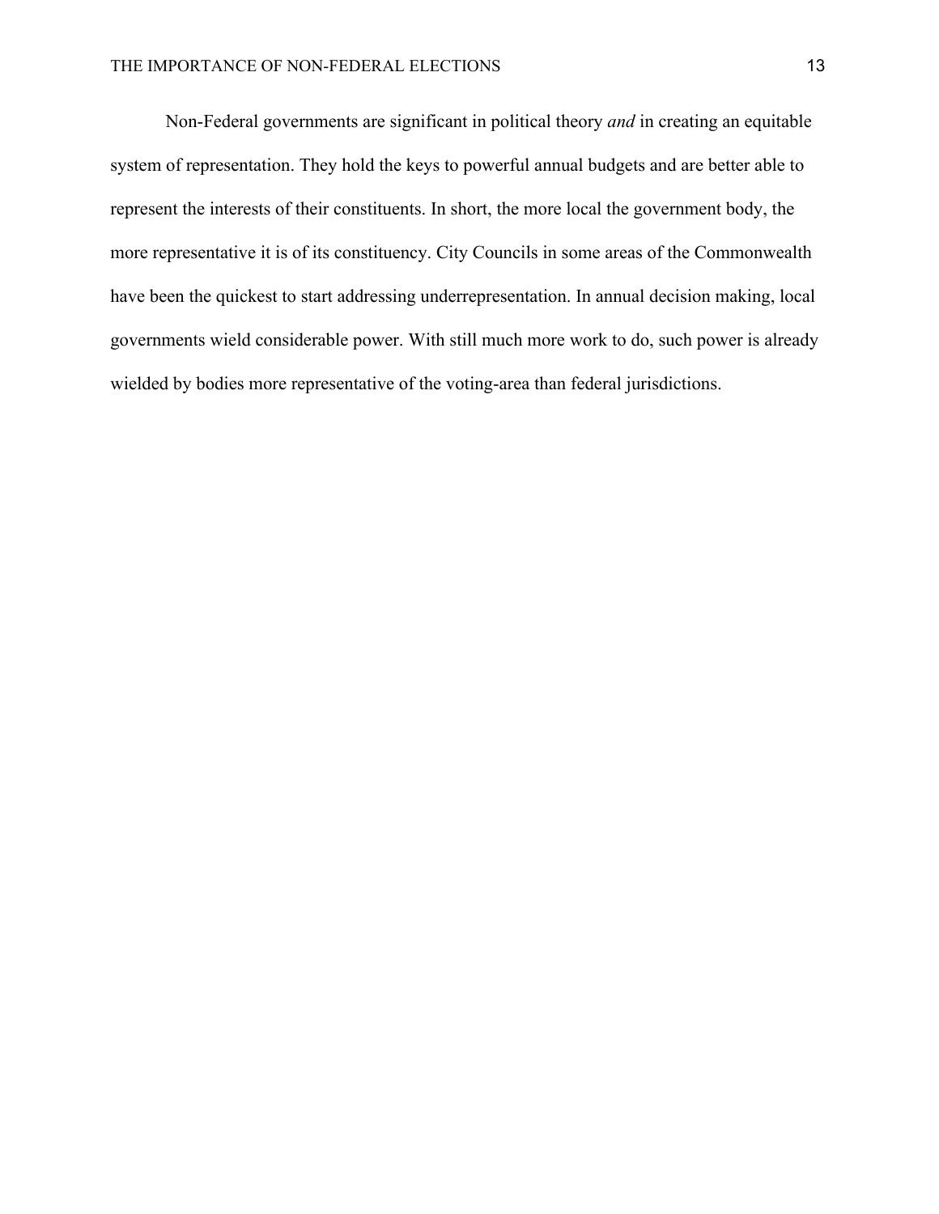Non-Federal governments are significant in political theory *and* in creating an equitable system of representation. They hold the keys to powerful annual budgets and are better able to represent the interests of their constituents. In short, the more local the government body, the more representative it is of its constituency. City Councils in some areas of the Commonwealth have been the quickest to start addressing underrepresentation. In annual decision making, local governments wield considerable power. With still much more work to do, such power is already wielded by bodies more representative of the voting-area than federal jurisdictions.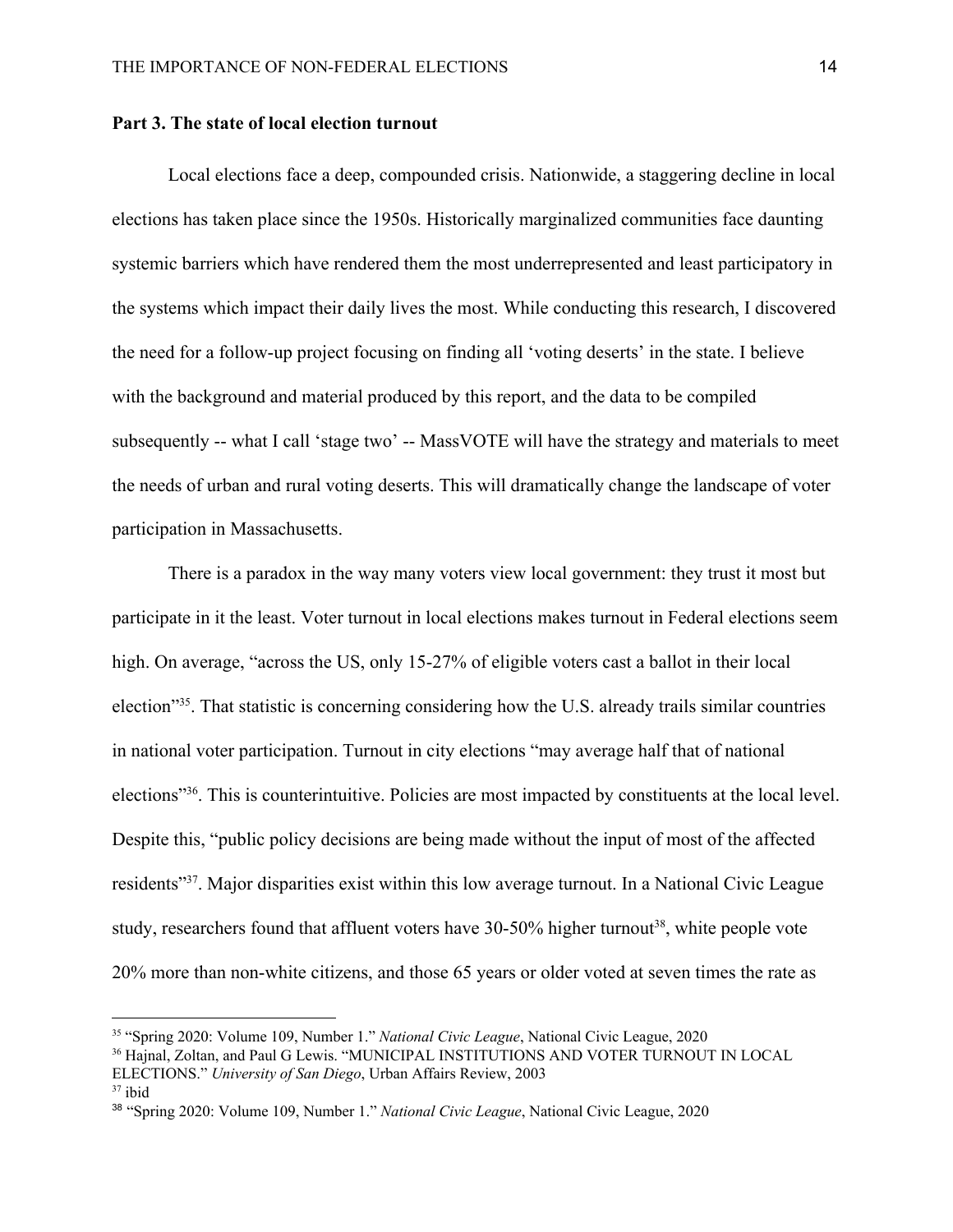**Part 3. The state of local election turnout**

Local elections face a deep, compounded crisis. Nationwide, a staggering decline in local elections has taken place since the 1950s. Historically marginalized communities face daunting systemic barriers which have rendered them the most underrepresented and least participatory in the systems which impact their daily lives the most. While conducting this research, I discovered the need for a follow-up project focusing on finding all 'voting deserts' in the state. I believe with the background and material produced by this report, and the data to be compiled subsequently -- what I call 'stage two' -- MassVOTE will have the strategy and materials to meet the needs of urban and rural voting deserts. This will dramatically change the landscape of voter participation in Massachusetts.

There is a paradox in the way many voters view local government: they trust it most but participate in it the least. Voter turnout in local elections makes turnout in Federal elections seem high. On average, "across the US, only 15-27% of eligible voters cast a ballot in their local election"[35]. That statistic is concerning considering how the U.S. already trails similar countries in national voter participation. Turnout in city elections "may average half that of national elections"[36]. This is counterintuitive. Policies are most impacted by constituents at the local level. Despite this, "public policy decisions are being made without the input of most of the affected residents"[37]. Major disparities exist within this low average turnout. In a National Civic League study, researchers found that affluent voters have 30-50% higher turnout[38], white people vote 20% more than non-white citizens, and those 65 years or older voted at seven times the rate as

---

[35] "Spring 2020: Volume 109, Number 1." *National Civic League*, National Civic League, 2020

[36] Hajnal, Zoltan, and Paul G Lewis. "MUNICIPAL INSTITUTIONS AND VOTER TURNOUT IN LOCAL ELECTIONS." *University of San Diego*, Urban Affairs Review, 2003

[37] ibid

[38] "Spring 2020: Volume 109, Number 1." *National Civic League*, National Civic League, 2020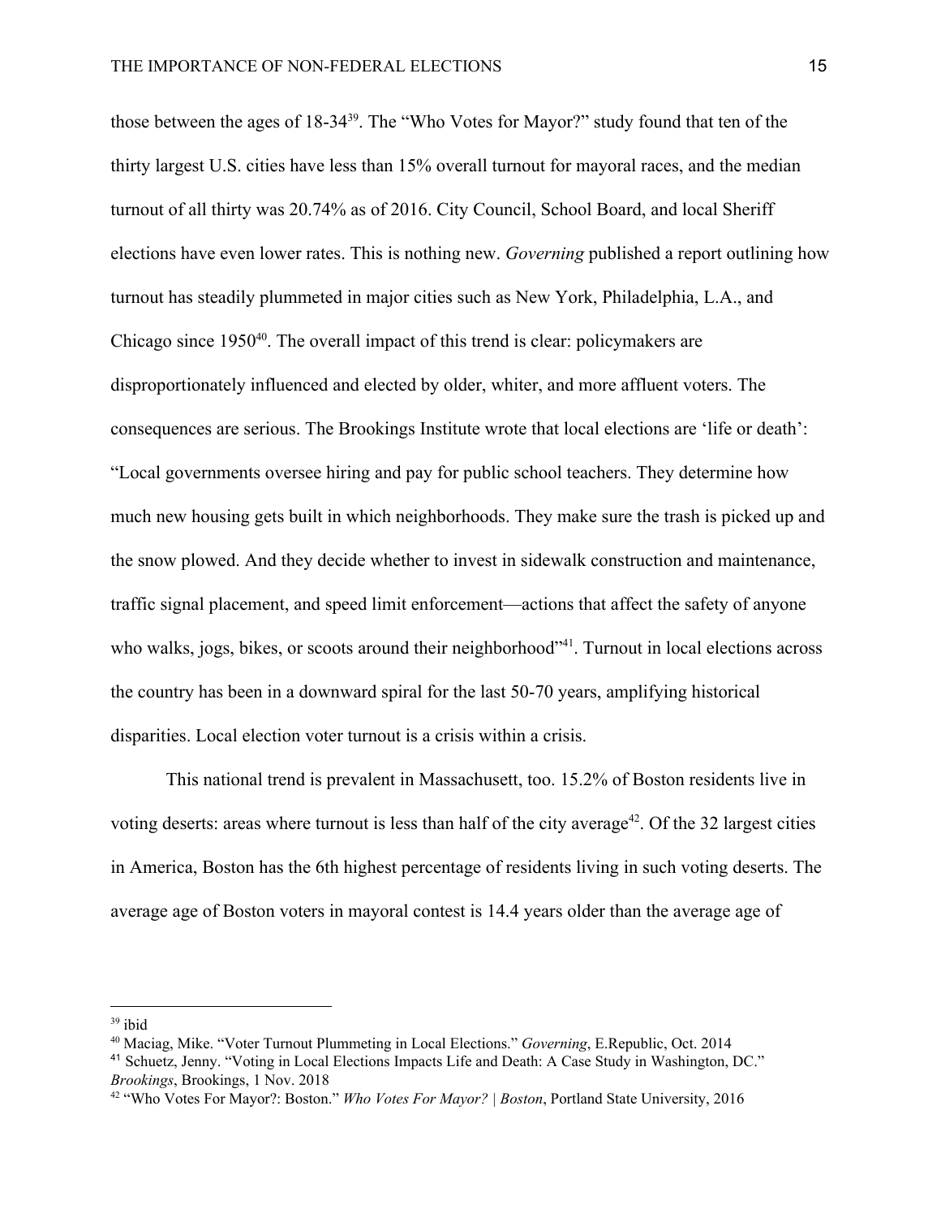those between the ages of 18-34[39]. The "Who Votes for Mayor?" study found that ten of the thirty largest U.S. cities have less than 15% overall turnout for mayoral races, and the median turnout of all thirty was 20.74% as of 2016. City Council, School Board, and local Sheriff elections have even lower rates. This is nothing new. *Governing* published a report outlining how turnout has steadily plummeted in major cities such as New York, Philadelphia, L.A., and Chicago since 1950[40]. The overall impact of this trend is clear: policymakers are disproportionately influenced and elected by older, whiter, and more affluent voters. The consequences are serious. The Brookings Institute wrote that local elections are 'life or death': "Local governments oversee hiring and pay for public school teachers. They determine how much new housing gets built in which neighborhoods. They make sure the trash is picked up and the snow plowed. And they decide whether to invest in sidewalk construction and maintenance, traffic signal placement, and speed limit enforcement—actions that affect the safety of anyone who walks, jogs, bikes, or scoots around their neighborhood"[41]. Turnout in local elections across the country has been in a downward spiral for the last 50-70 years, amplifying historical disparities. Local election voter turnout is a crisis within a crisis.

This national trend is prevalent in Massachusett, too. 15.2% of Boston residents live in voting deserts: areas where turnout is less than half of the city average[42]. Of the 32 largest cities in America, Boston has the 6th highest percentage of residents living in such voting deserts. The average age of Boston voters in mayoral contest is 14.4 years older than the average age of

---

[39] ibid

[40] Maciag, Mike. "Voter Turnout Plummeting in Local Elections." *Governing*, E.Republic, Oct. 2014

[41] Schuetz, Jenny. "Voting in Local Elections Impacts Life and Death: A Case Study in Washington, DC." *Brookings*, Brookings, 1 Nov. 2018

[42] "Who Votes For Mayor?: Boston." *Who Votes For Mayor? | Boston*, Portland State University, 2016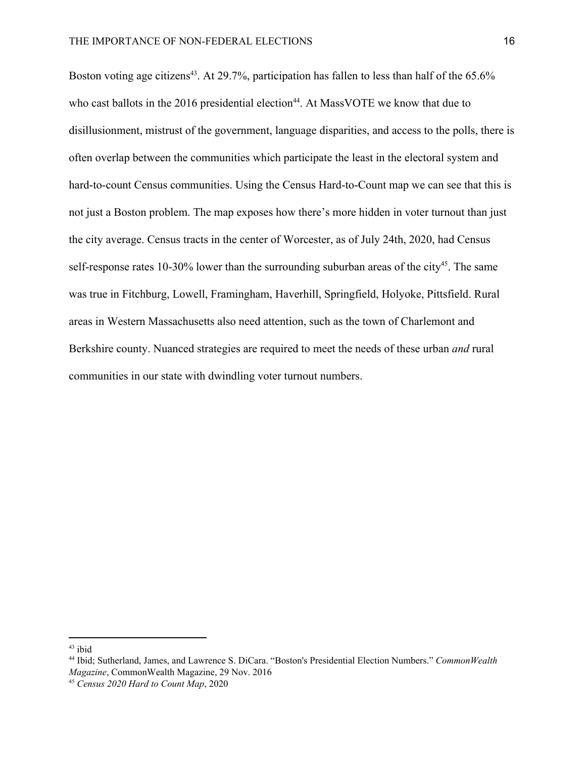Boston voting age citizens[43]. At 29.7%, participation has fallen to less than half of the 65.6% who cast ballots in the 2016 presidential election[44]. At MassVOTE we know that due to disillusionment, mistrust of the government, language disparities, and access to the polls, there is often overlap between the communities which participate the least in the electoral system and hard-to-count Census communities. Using the Census Hard-to-Count map we can see that this is not just a Boston problem. The map exposes how there's more hidden in voter turnout than just the city average. Census tracts in the center of Worcester, as of July 24th, 2020, had Census self-response rates 10-30% lower than the surrounding suburban areas of the city[45]. The same was true in Fitchburg, Lowell, Framingham, Haverhill, Springfield, Holyoke, Pittsfield. Rural areas in Western Massachusetts also need attention, such as the town of Charlemont and Berkshire county. Nuanced strategies are required to meet the needs of these urban *and* rural communities in our state with dwindling voter turnout numbers.

---

[43] ibid

[44] Ibid; Sutherland, James, and Lawrence S. DiCara. "Boston's Presidential Election Numbers." *CommonWealth Magazine*, CommonWealth Magazine, 29 Nov. 2016

[45] *Census 2020 Hard to Count Map*, 2020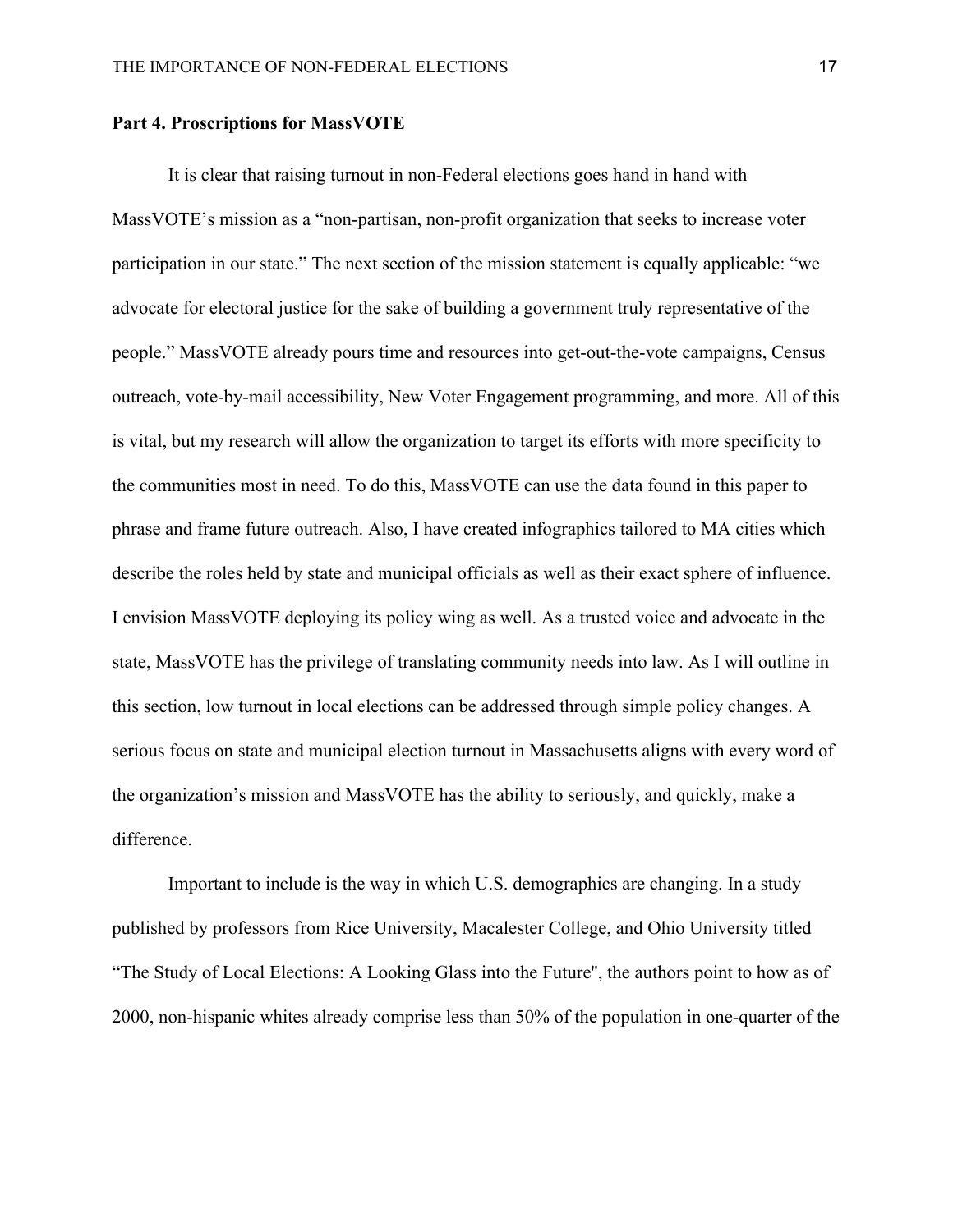**Part 4. Proscriptions for MassVOTE**

It is clear that raising turnout in non-Federal elections goes hand in hand with MassVOTE's mission as a "non-partisan, non-profit organization that seeks to increase voter participation in our state." The next section of the mission statement is equally applicable: "we advocate for electoral justice for the sake of building a government truly representative of the people." MassVOTE already pours time and resources into get-out-the-vote campaigns, Census outreach, vote-by-mail accessibility, New Voter Engagement programming, and more. All of this is vital, but my research will allow the organization to target its efforts with more specificity to the communities most in need. To do this, MassVOTE can use the data found in this paper to phrase and frame future outreach. Also, I have created infographics tailored to MA cities which describe the roles held by state and municipal officials as well as their exact sphere of influence. I envision MassVOTE deploying its policy wing as well. As a trusted voice and advocate in the state, MassVOTE has the privilege of translating community needs into law. As I will outline in this section, low turnout in local elections can be addressed through simple policy changes. A serious focus on state and municipal election turnout in Massachusetts aligns with every word of the organization's mission and MassVOTE has the ability to seriously, and quickly, make a difference.

Important to include is the way in which U.S. demographics are changing. In a study published by professors from Rice University, Macalester College, and Ohio University titled "The Study of Local Elections: A Looking Glass into the Future", the authors point to how as of 2000, non-hispanic whites already comprise less than 50% of the population in one-quarter of the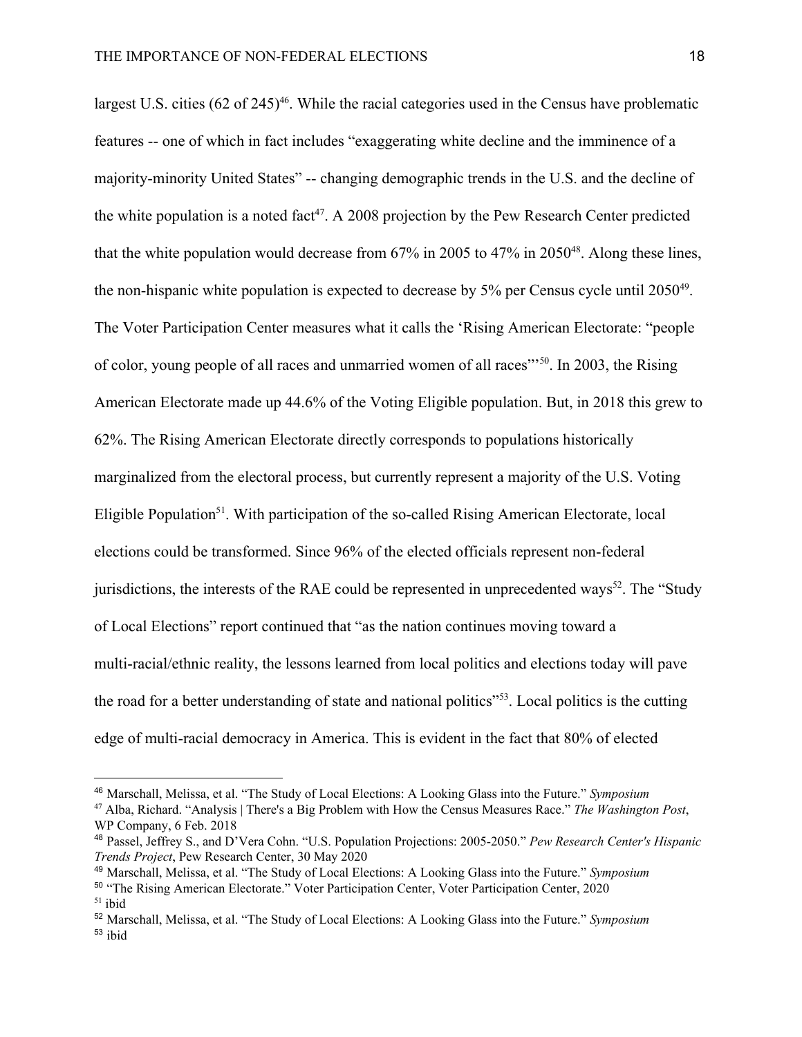largest U.S. cities (62 of 245)[46]. While the racial categories used in the Census have problematic features -- one of which in fact includes "exaggerating white decline and the imminence of a majority-minority United States" -- changing demographic trends in the U.S. and the decline of the white population is a noted fact[47]. A 2008 projection by the Pew Research Center predicted that the white population would decrease from 67% in 2005 to 47% in 2050[48]. Along these lines, the non-hispanic white population is expected to decrease by 5% per Census cycle until 2050[49]. The Voter Participation Center measures what it calls the 'Rising American Electorate: "people of color, young people of all races and unmarried women of all races"'[50]. In 2003, the Rising American Electorate made up 44.6% of the Voting Eligible population. But, in 2018 this grew to 62%. The Rising American Electorate directly corresponds to populations historically marginalized from the electoral process, but currently represent a majority of the U.S. Voting Eligible Population[51]. With participation of the so-called Rising American Electorate, local elections could be transformed. Since 96% of the elected officials represent non-federal jurisdictions, the interests of the RAE could be represented in unprecedented ways[52]. The "Study of Local Elections" report continued that "as the nation continues moving toward a multi-racial/ethnic reality, the lessons learned from local politics and elections today will pave the road for a better understanding of state and national politics"[53]. Local politics is the cutting edge of multi-racial democracy in America. This is evident in the fact that 80% of elected

---

[46] Marschall, Melissa, et al. "The Study of Local Elections: A Looking Glass into the Future." *Symposium*

[47] Alba, Richard. "Analysis | There's a Big Problem with How the Census Measures Race." *The Washington Post*, WP Company, 6 Feb. 2018

[48] Passel, Jeffrey S., and D'Vera Cohn. "U.S. Population Projections: 2005-2050." *Pew Research Center's Hispanic Trends Project*, Pew Research Center, 30 May 2020

[49] Marschall, Melissa, et al. "The Study of Local Elections: A Looking Glass into the Future." *Symposium*

[50] "The Rising American Electorate." Voter Participation Center, Voter Participation Center, 2020

[51] ibid

[52] Marschall, Melissa, et al. "The Study of Local Elections: A Looking Glass into the Future." *Symposium*

[53] ibid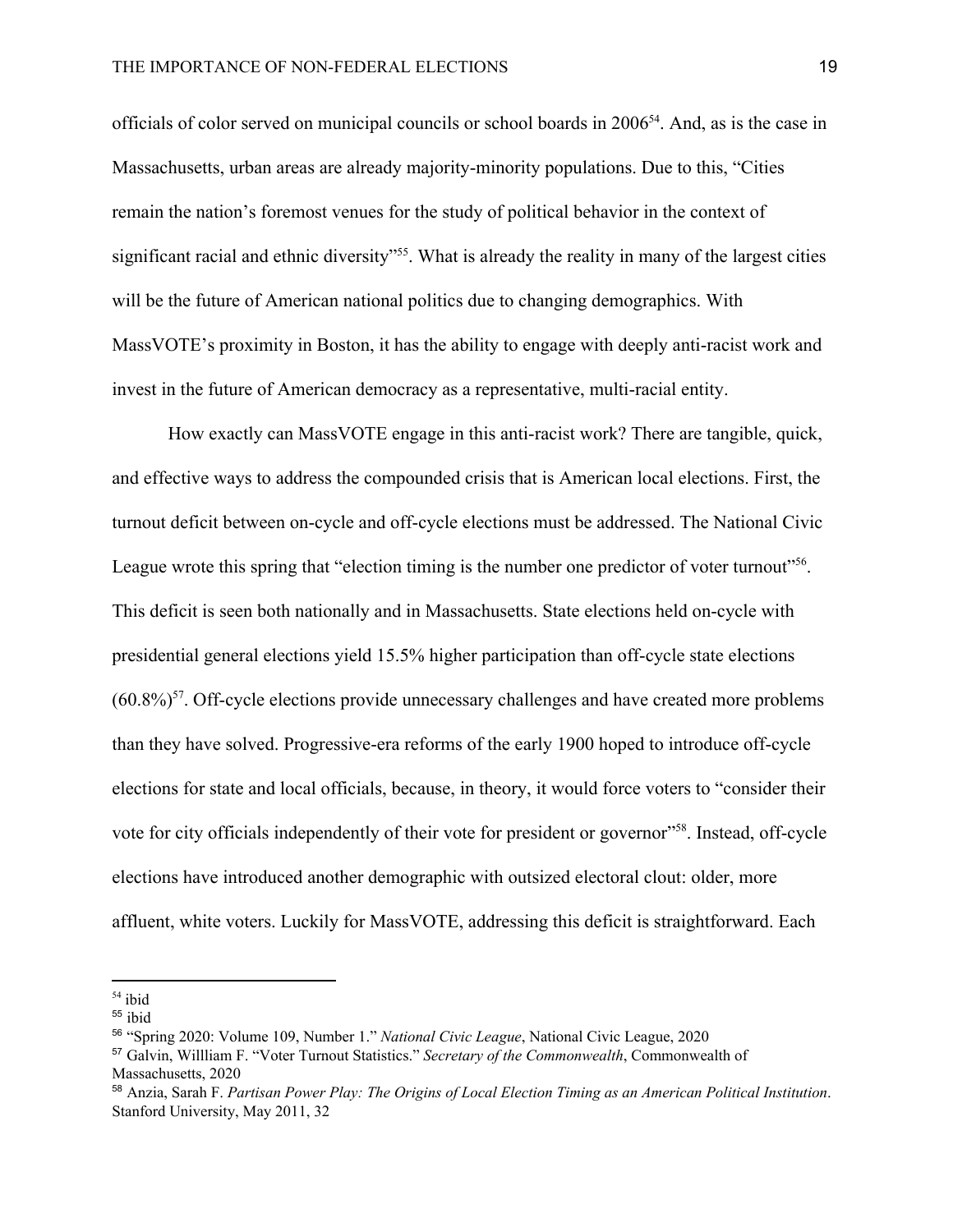officials of color served on municipal councils or school boards in 2006[54]. And, as is the case in Massachusetts, urban areas are already majority-minority populations. Due to this, "Cities remain the nation's foremost venues for the study of political behavior in the context of significant racial and ethnic diversity"[55]. What is already the reality in many of the largest cities will be the future of American national politics due to changing demographics. With MassVOTE's proximity in Boston, it has the ability to engage with deeply anti-racist work and invest in the future of American democracy as a representative, multi-racial entity.

How exactly can MassVOTE engage in this anti-racist work? There are tangible, quick, and effective ways to address the compounded crisis that is American local elections. First, the turnout deficit between on-cycle and off-cycle elections must be addressed. The National Civic League wrote this spring that "election timing is the number one predictor of voter turnout"[56]. This deficit is seen both nationally and in Massachusetts. State elections held on-cycle with presidential general elections yield 15.5% higher participation than off-cycle state elections (60.8%)[57]. Off-cycle elections provide unnecessary challenges and have created more problems than they have solved. Progressive-era reforms of the early 1900 hoped to introduce off-cycle elections for state and local officials, because, in theory, it would force voters to "consider their vote for city officials independently of their vote for president or governor"[58]. Instead, off-cycle elections have introduced another demographic with outsized electoral clout: older, more affluent, white voters. Luckily for MassVOTE, addressing this deficit is straightforward. Each

---

[54] ibid

[55] ibid

[56] "Spring 2020: Volume 109, Number 1." *National Civic League*, National Civic League, 2020

[57] Galvin, Willliam F. "Voter Turnout Statistics." *Secretary of the Commonwealth*, Commonwealth of Massachusetts, 2020

[58] Anzia, Sarah F. *Partisan Power Play: The Origins of Local Election Timing as an American Political Institution*. Stanford University, May 2011, 32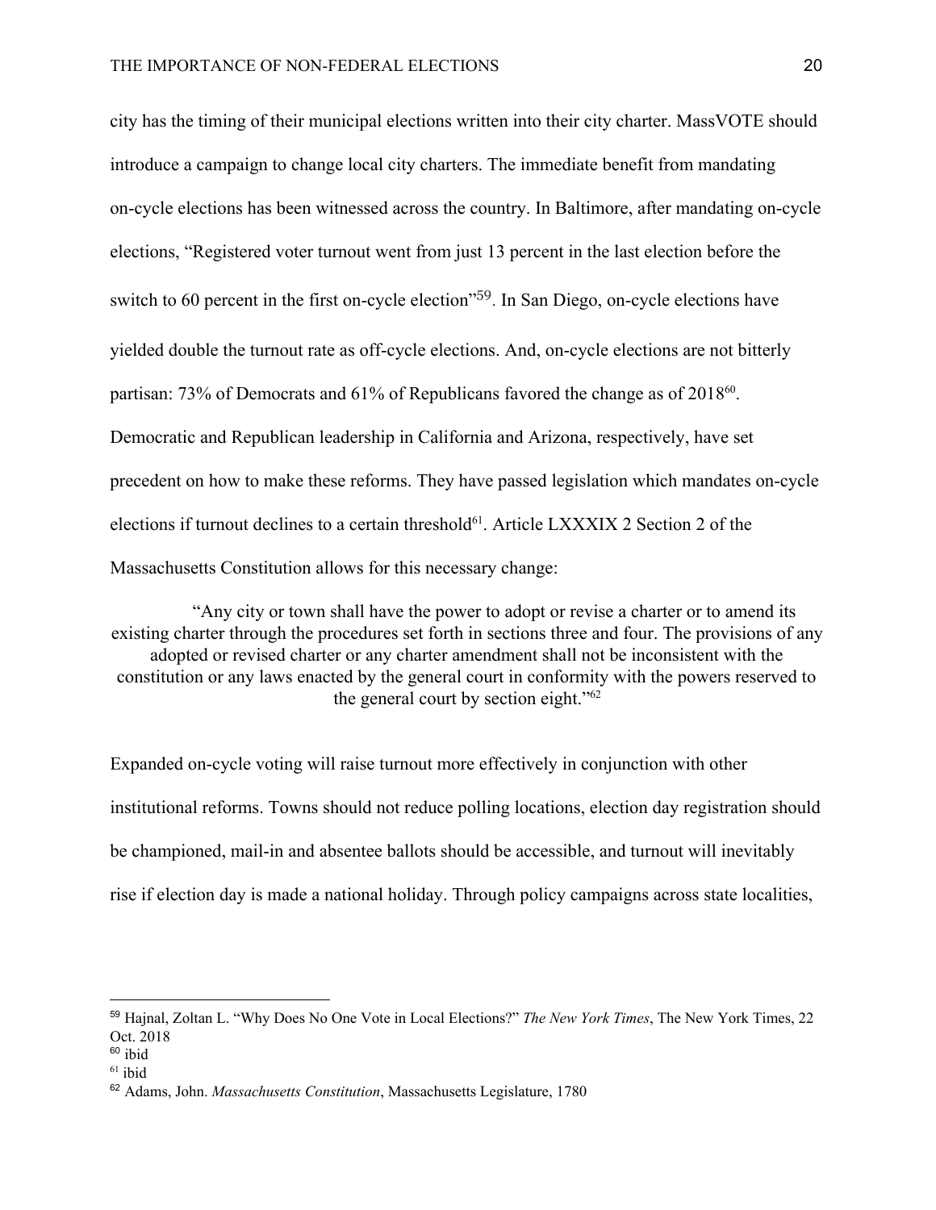city has the timing of their municipal elections written into their city charter. MassVOTE should introduce a campaign to change local city charters. The immediate benefit from mandating on-cycle elections has been witnessed across the country. In Baltimore, after mandating on-cycle elections, "Registered voter turnout went from just 13 percent in the last election before the switch to 60 percent in the first on-cycle election"[59]. In San Diego, on-cycle elections have yielded double the turnout rate as off-cycle elections. And, on-cycle elections are not bitterly partisan: 73% of Democrats and 61% of Republicans favored the change as of 2018[60]. Democratic and Republican leadership in California and Arizona, respectively, have set precedent on how to make these reforms. They have passed legislation which mandates on-cycle elections if turnout declines to a certain threshold[61]. Article LXXXIX 2 Section 2 of the Massachusetts Constitution allows for this necessary change:

> "Any city or town shall have the power to adopt or revise a charter or to amend its existing charter through the procedures set forth in sections three and four. The provisions of any adopted or revised charter or any charter amendment shall not be inconsistent with the constitution or any laws enacted by the general court in conformity with the powers reserved to the general court by section eight."[62]

Expanded on-cycle voting will raise turnout more effectively in conjunction with other institutional reforms. Towns should not reduce polling locations, election day registration should be championed, mail-in and absentee ballots should be accessible, and turnout will inevitably rise if election day is made a national holiday. Through policy campaigns across state localities,

---

[59] Hajnal, Zoltan L. "Why Does No One Vote in Local Elections?" *The New York Times*, The New York Times, 22 Oct. 2018

[60] ibid

[61] ibid

[62] Adams, John. *Massachusetts Constitution*, Massachusetts Legislature, 1780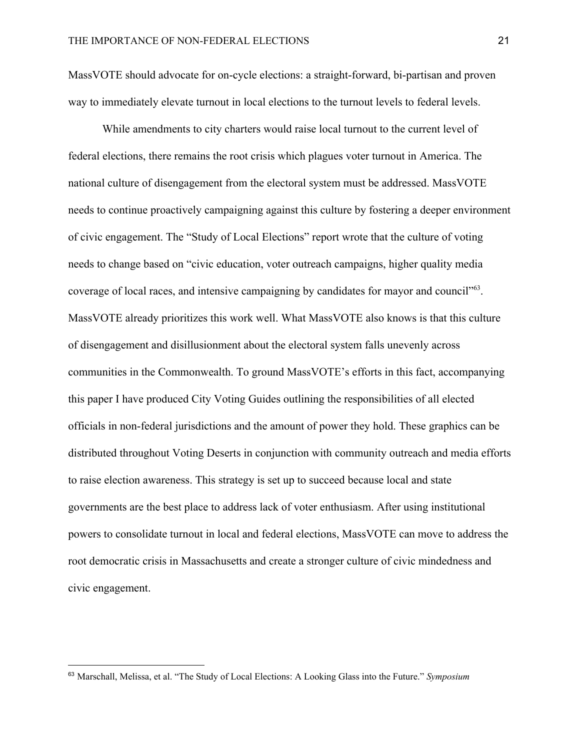MassVOTE should advocate for on-cycle elections: a straight-forward, bi-partisan and proven way to immediately elevate turnout in local elections to the turnout levels to federal levels.

While amendments to city charters would raise local turnout to the current level of federal elections, there remains the root crisis which plagues voter turnout in America. The national culture of disengagement from the electoral system must be addressed. MassVOTE needs to continue proactively campaigning against this culture by fostering a deeper environment of civic engagement. The "Study of Local Elections" report wrote that the culture of voting needs to change based on "civic education, voter outreach campaigns, higher quality media coverage of local races, and intensive campaigning by candidates for mayor and council"[63]. MassVOTE already prioritizes this work well. What MassVOTE also knows is that this culture of disengagement and disillusionment about the electoral system falls unevenly across communities in the Commonwealth. To ground MassVOTE's efforts in this fact, accompanying this paper I have produced City Voting Guides outlining the responsibilities of all elected officials in non-federal jurisdictions and the amount of power they hold. These graphics can be distributed throughout Voting Deserts in conjunction with community outreach and media efforts to raise election awareness. This strategy is set up to succeed because local and state governments are the best place to address lack of voter enthusiasm. After using institutional powers to consolidate turnout in local and federal elections, MassVOTE can move to address the root democratic crisis in Massachusetts and create a stronger culture of civic mindedness and civic engagement.

---

[63] Marschall, Melissa, et al. "The Study of Local Elections: A Looking Glass into the Future." *Symposium*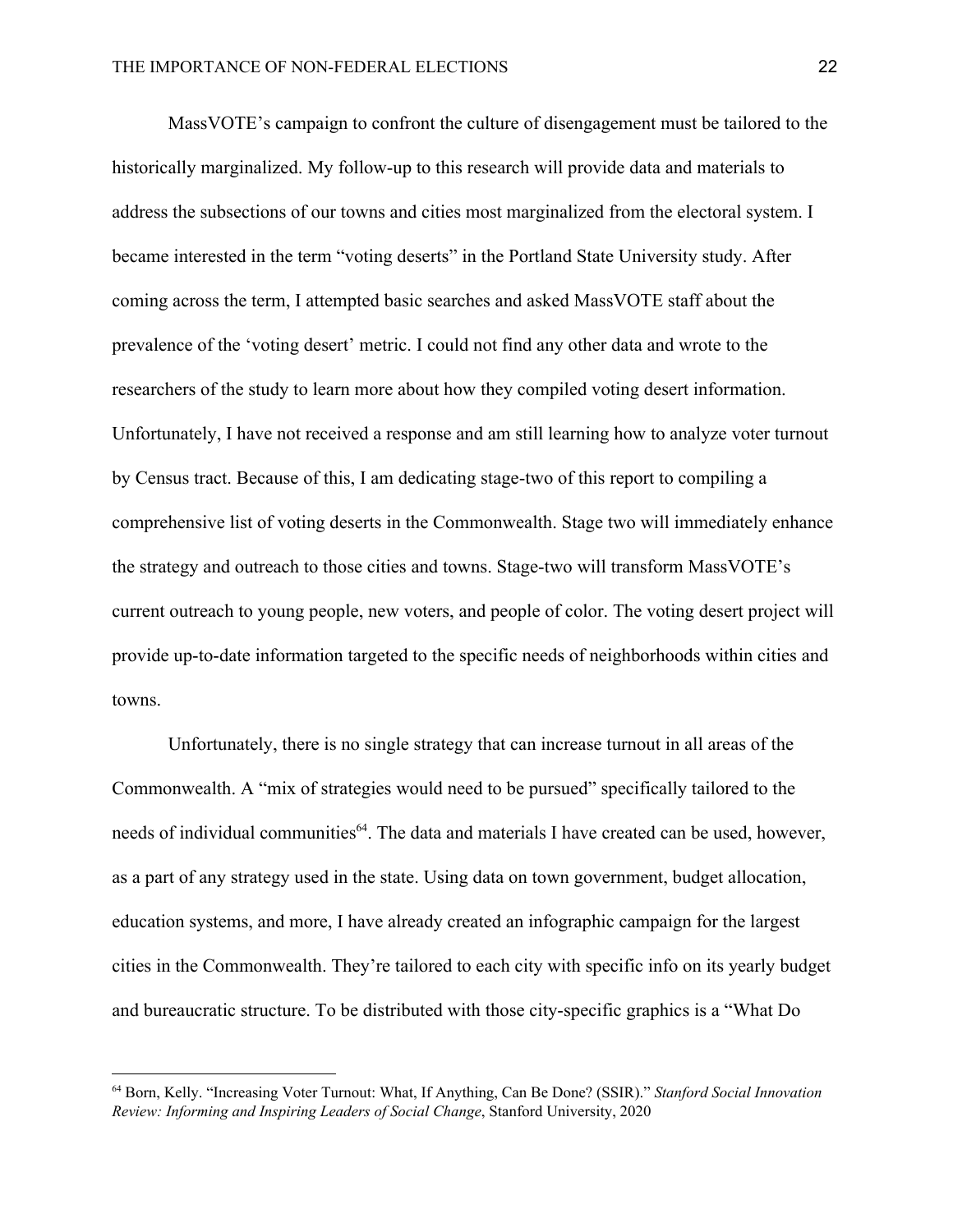MassVOTE's campaign to confront the culture of disengagement must be tailored to the historically marginalized. My follow-up to this research will provide data and materials to address the subsections of our towns and cities most marginalized from the electoral system. I became interested in the term "voting deserts" in the Portland State University study. After coming across the term, I attempted basic searches and asked MassVOTE staff about the prevalence of the 'voting desert' metric. I could not find any other data and wrote to the researchers of the study to learn more about how they compiled voting desert information. Unfortunately, I have not received a response and am still learning how to analyze voter turnout by Census tract. Because of this, I am dedicating stage-two of this report to compiling a comprehensive list of voting deserts in the Commonwealth. Stage two will immediately enhance the strategy and outreach to those cities and towns. Stage-two will transform MassVOTE's current outreach to young people, new voters, and people of color. The voting desert project will provide up-to-date information targeted to the specific needs of neighborhoods within cities and towns.

Unfortunately, there is no single strategy that can increase turnout in all areas of the Commonwealth. A "mix of strategies would need to be pursued" specifically tailored to the needs of individual communities[64]. The data and materials I have created can be used, however, as a part of any strategy used in the state. Using data on town government, budget allocation, education systems, and more, I have already created an infographic campaign for the largest cities in the Commonwealth. They're tailored to each city with specific info on its yearly budget and bureaucratic structure. To be distributed with those city-specific graphics is a "What Do

---

[64] Born, Kelly. "Increasing Voter Turnout: What, If Anything, Can Be Done? (SSIR)." *Stanford Social Innovation Review: Informing and Inspiring Leaders of Social Change*, Stanford University, 2020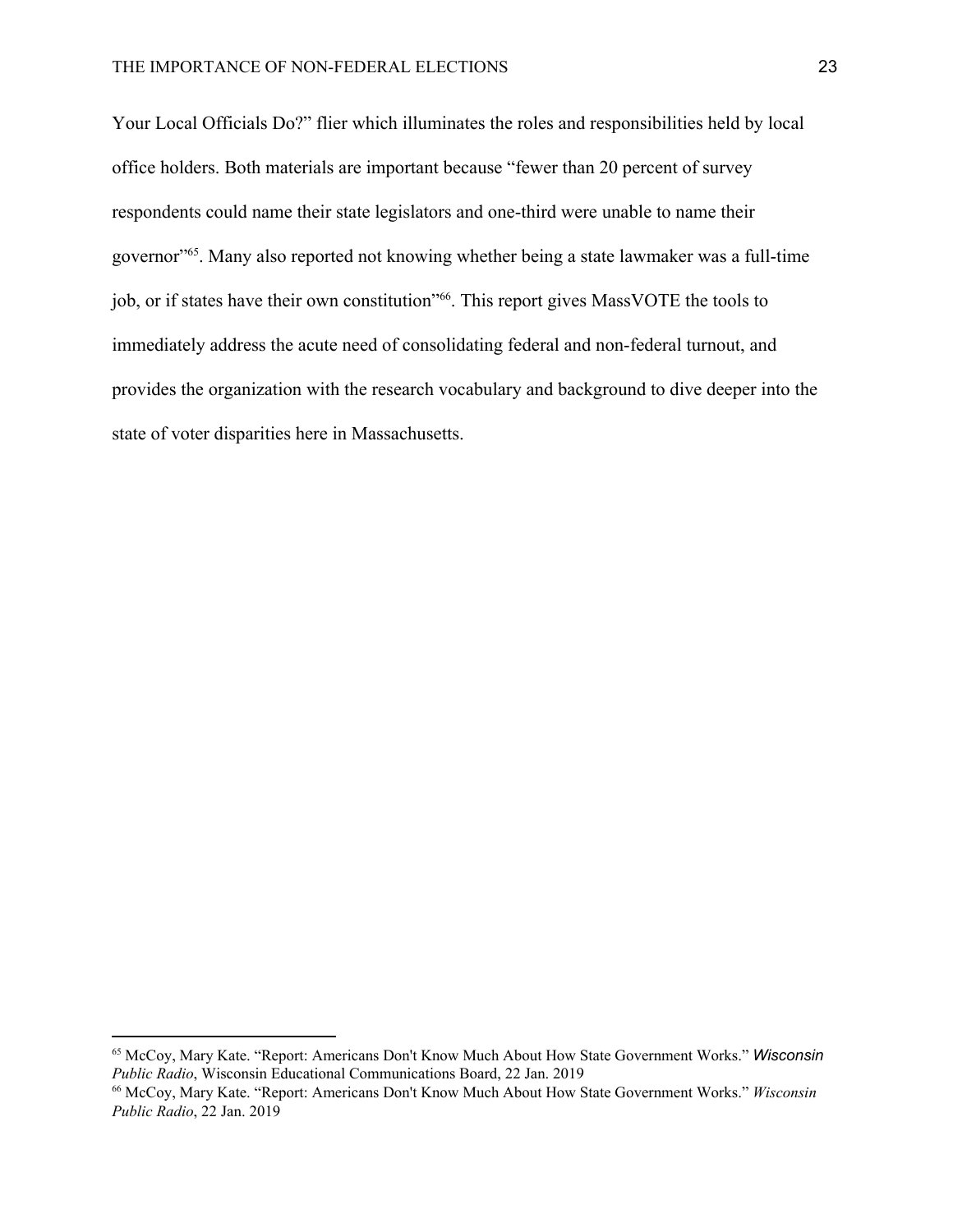Your Local Officials Do?" flier which illuminates the roles and responsibilities held by local office holders. Both materials are important because "fewer than 20 percent of survey respondents could name their state legislators and one-third were unable to name their governor"[65]. Many also reported not knowing whether being a state lawmaker was a full-time job, or if states have their own constitution"[66]. This report gives MassVOTE the tools to immediately address the acute need of consolidating federal and non-federal turnout, and provides the organization with the research vocabulary and background to dive deeper into the state of voter disparities here in Massachusetts.

---

[65] McCoy, Mary Kate. "Report: Americans Don't Know Much About How State Government Works." *Wisconsin Public Radio*, Wisconsin Educational Communications Board, 22 Jan. 2019

[66] McCoy, Mary Kate. "Report: Americans Don't Know Much About How State Government Works." *Wisconsin Public Radio*, 22 Jan. 2019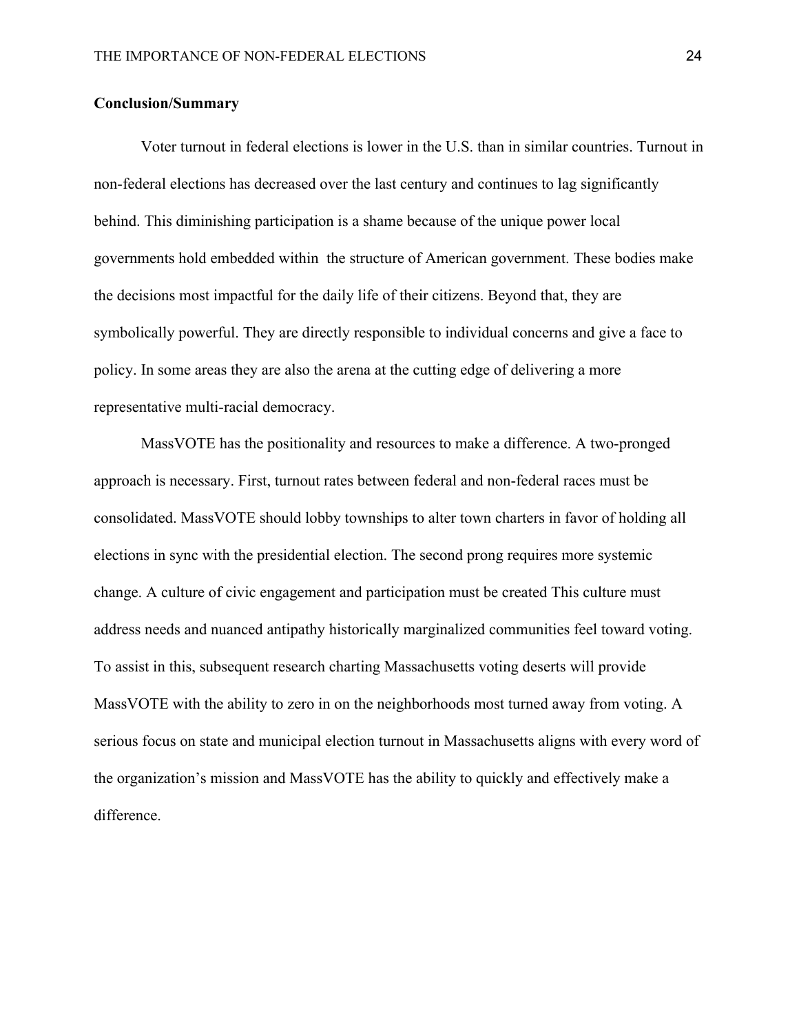**Conclusion/Summary**

Voter turnout in federal elections is lower in the U.S. than in similar countries. Turnout in non-federal elections has decreased over the last century and continues to lag significantly behind. This diminishing participation is a shame because of the unique power local governments hold embedded within the structure of American government. These bodies make the decisions most impactful for the daily life of their citizens. Beyond that, they are symbolically powerful. They are directly responsible to individual concerns and give a face to policy. In some areas they are also the arena at the cutting edge of delivering a more representative multi-racial democracy.

MassVOTE has the positionality and resources to make a difference. A two-pronged approach is necessary. First, turnout rates between federal and non-federal races must be consolidated. MassVOTE should lobby townships to alter town charters in favor of holding all elections in sync with the presidential election. The second prong requires more systemic change. A culture of civic engagement and participation must be created This culture must address needs and nuanced antipathy historically marginalized communities feel toward voting. To assist in this, subsequent research charting Massachusetts voting deserts will provide MassVOTE with the ability to zero in on the neighborhoods most turned away from voting. A serious focus on state and municipal election turnout in Massachusetts aligns with every word of the organization's mission and MassVOTE has the ability to quickly and effectively make a difference.